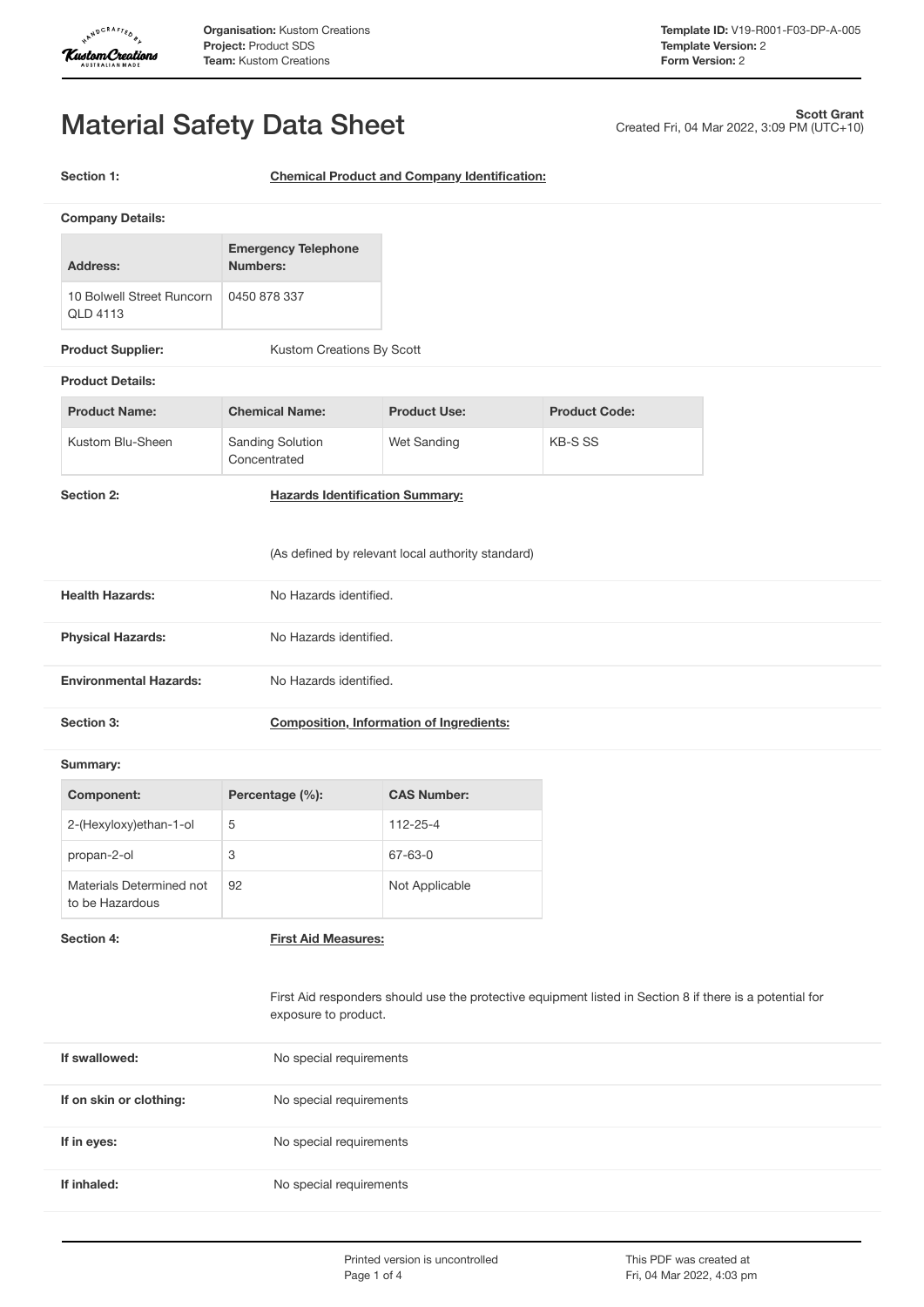# Material Safety Data Sheet

**Scott Grant**
Created Fri, 04 Mar 2022, 3:09 PM (UTC+10)

**Section 1:** **Chemical Product and Company Identification:**

**Company Details:**

| Address: | Emergency Telephone Numbers: |
|---|---|
| 10 Bolwell Street Runcorn QLD 4113 | 0450 878 337 |

**Product Supplier:** Kustom Creations By Scott

**Product Details:**

| Product Name: | Chemical Name: | Product Use: | Product Code: |
|---|---|---|---|
| Kustom Blu-Sheen | Sanding Solution Concentrated | Wet Sanding | KB-S SS |

**Section 2:** **Hazards Identification Summary:**

(As defined by relevant local authority standard)

**Health Hazards:** No Hazards identified.

**Physical Hazards:** No Hazards identified.

**Environmental Hazards:** No Hazards identified.

**Section 3:** **Composition, Information of Ingredients:**

**Summary:**

| Component: | Percentage (%): | CAS Number: |
|---|---|---|
| 2-(Hexyloxy)ethan-1-ol | 5 | 112-25-4 |
| propan-2-ol | 3 | 67-63-0 |
| Materials Determined not to be Hazardous | 92 | Not Applicable |

**Section 4:** **First Aid Measures:**

First Aid responders should use the protective equipment listed in Section 8 if there is a potential for exposure to product.

**If swallowed:** No special requirements

**If on skin or clothing:** No special requirements

**If in eyes:** No special requirements

**If inhaled:** No special requirements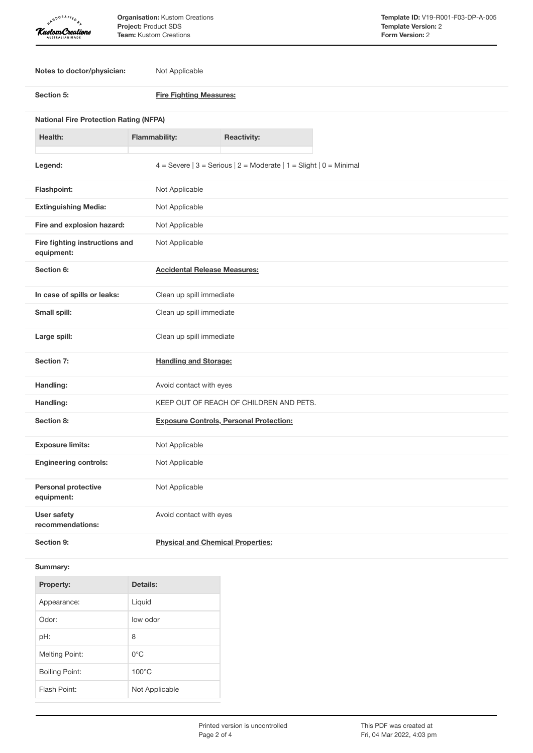**Notes to doctor/physician:** Not Applicable

**Section 5:** **Fire Fighting Measures:**

**National Fire Protection Rating (NFPA)**

| Health: | Flammability: | Reactivity: |
| --- | --- | --- |
| | | |

**Legend:** 4 = Severe | 3 = Serious | 2 = Moderate | 1 = Slight | 0 = Minimal

**Flashpoint:** Not Applicable

**Extinguishing Media:** Not Applicable

**Fire and explosion hazard:** Not Applicable

**Fire fighting instructions and equipment:** Not Applicable

**Section 6:** **Accidental Release Measures:**

**In case of spills or leaks:** Clean up spill immediate

**Small spill:** Clean up spill immediate

**Large spill:** Clean up spill immediate

**Section 7:** **Handling and Storage:**

**Handling:** Avoid contact with eyes

**Handling:** KEEP OUT OF REACH OF CHILDREN AND PETS.

**Section 8:** **Exposure Controls, Personal Protection:**

**Exposure limits:** Not Applicable

**Engineering controls:** Not Applicable

**Personal protective equipment:** Not Applicable

**User safety recommendations:** Avoid contact with eyes

**Section 9:** **Physical and Chemical Properties:**

**Summary:**

| Property: | Details: |
| --- | --- |
| Appearance: | Liquid |
| Odor: | low odor |
| pH: | 8 |
| Melting Point: | 0°C |
| Boiling Point: | 100°C |
| Flash Point: | Not Applicable |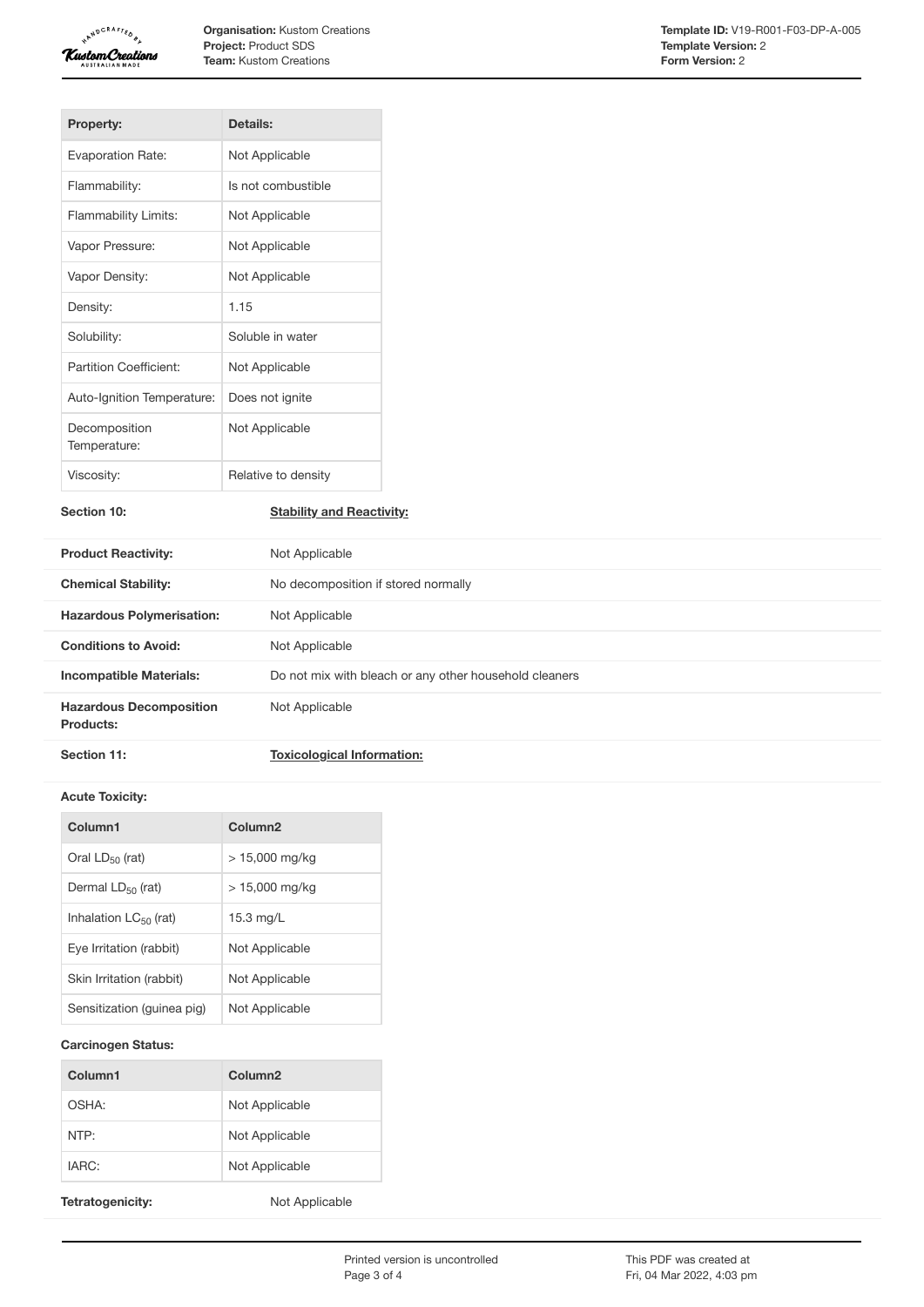| Property: | Details: |
|---|---|
| Evaporation Rate: | Not Applicable |
| Flammability: | Is not combustible |
| Flammability Limits: | Not Applicable |
| Vapor Pressure: | Not Applicable |
| Vapor Density: | Not Applicable |
| Density: | 1.15 |
| Solubility: | Soluble in water |
| Partition Coefficient: | Not Applicable |
| Auto-Ignition Temperature: | Does not ignite |
| Decomposition Temperature: | Not Applicable |
| Viscosity: | Relative to density |

## Section 10: Stability and Reactivity:

| | |
|---|---|
| **Product Reactivity:** | Not Applicable |
| **Chemical Stability:** | No decomposition if stored normally |
| **Hazardous Polymerisation:** | Not Applicable |
| **Conditions to Avoid:** | Not Applicable |
| **Incompatible Materials:** | Do not mix with bleach or any other household cleaners |
| **Hazardous Decomposition Products:** | Not Applicable |

## Section 11: Toxicological Information:

**Acute Toxicity:**

| Column1 | Column2 |
|---|---|
| Oral $LD_{50}$ (rat) | > 15,000 mg/kg |
| Dermal $LD_{50}$ (rat) | > 15,000 mg/kg |
| Inhalation $LC_{50}$ (rat) | 15.3 mg/L |
| Eye Irritation (rabbit) | Not Applicable |
| Skin Irritation (rabbit) | Not Applicable |
| Sensitization (guinea pig) | Not Applicable |

**Carcinogen Status:**

| Column1 | Column2 |
|---|---|
| OSHA: | Not Applicable |
| NTP: | Not Applicable |
| IARC: | Not Applicable |

**Tetratogenicity:** Not Applicable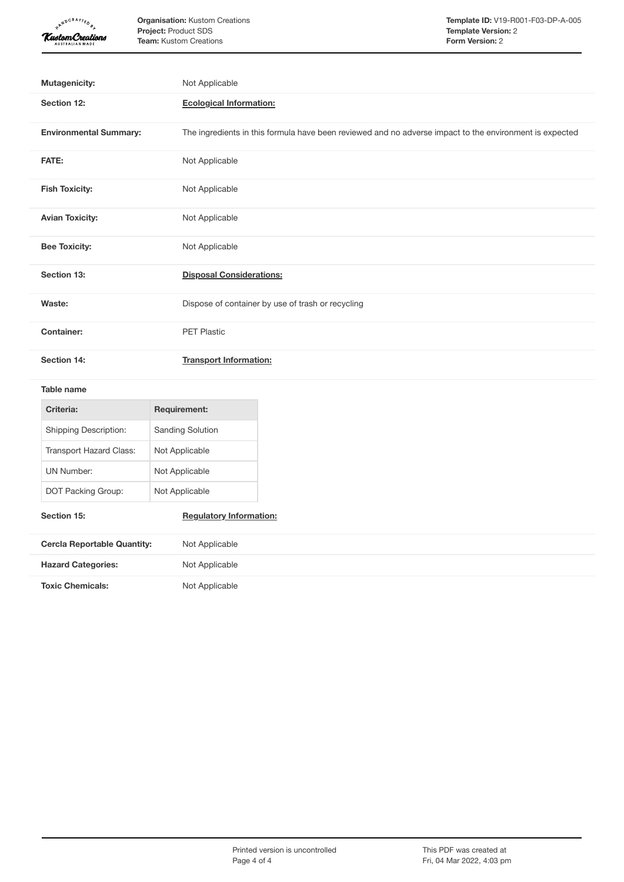| | |
|---|---|
| **Mutagenicity:** | Not Applicable |
| **Section 12:** | **Ecological Information:** |
| **Environmental Summary:** | The ingredients in this formula have been reviewed and no adverse impact to the environment is expected |
| **FATE:** | Not Applicable |
| **Fish Toxicity:** | Not Applicable |
| **Avian Toxicity:** | Not Applicable |
| **Bee Toxicity:** | Not Applicable |
| **Section 13:** | **Disposal Considerations:** |
| **Waste:** | Dispose of container by use of trash or recycling |
| **Container:** | PET Plastic |
| **Section 14:** | **Transport Information:** |

**Table name**

| Criteria: | Requirement: |
|---|---|
| Shipping Description: | Sanding Solution |
| Transport Hazard Class: | Not Applicable |
| UN Number: | Not Applicable |
| DOT Packing Group: | Not Applicable |

| | |
|---|---|
| **Section 15:** | **Regulatory Information:** |
| **Cercla Reportable Quantity:** | Not Applicable |
| **Hazard Categories:** | Not Applicable |
| **Toxic Chemicals:** | Not Applicable |

Printed version is uncontrolled

This PDF was created at Fri, 04 Mar 2022, 4:03 pm